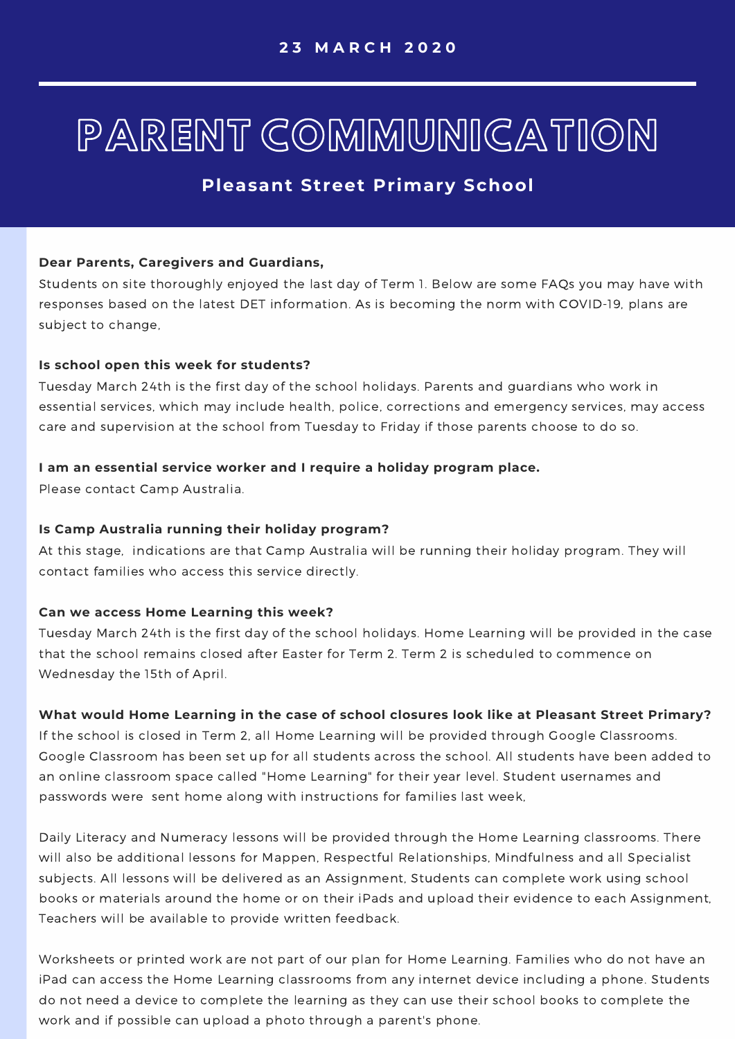23 MARCH 2020

# PARENT COMMUNICATION

## Pleasant Street Primary School

**Dear Parents, Caregivers and Guardians,**

Students on site thoroughly enjoyed the last day of Term 1. Below are some FAQs you may have with responses based on the latest DET information. As is becoming the norm with COVID-19, plans are subject to change,

**Is school open this week for students?**

Tuesday March 24th is the first day of the school holidays. Parents and guardians who work in essential services, which may include health, police, corrections and emergency services, may access care and supervision at the school from Tuesday to Friday if those parents choose to do so.

**I am an essential service worker and I require a holiday program place.**

Please contact Camp Australia.

**Is Camp Australia running their holiday program?**

At this stage, indications are that Camp Australia will be running their holiday program. They will contact families who access this service directly.

**Can we access Home Learning this week?**

Tuesday March 24th is the first day of the school holidays. Home Learning will be provided in the case that the school remains closed after Easter for Term 2. Term 2 is scheduled to commence on Wednesday the 15th of April.

**What would Home Learning in the case of school closures look like at Pleasant Street Primary?**

If the school is closed in Term 2, all Home Learning will be provided through Google Classrooms. Google Classroom has been set up for all students across the school. All students have been added to an online classroom space called "Home Learning" for their year level. Student usernames and passwords were sent home along with instructions for families last week,

Daily Literacy and Numeracy lessons will be provided through the Home Learning classrooms. There will also be additional lessons for Mappen, Respectful Relationships, Mindfulness and all Specialist subjects. All lessons will be delivered as an Assignment, Students can complete work using school books or materials around the home or on their iPads and upload their evidence to each Assignment, Teachers will be available to provide written feedback.

Worksheets or printed work are not part of our plan for Home Learning. Families who do not have an iPad can access the Home Learning classrooms from any internet device including a phone. Students do not need a device to complete the learning as they can use their school books to complete the work and if possible can upload a photo through a parent's phone.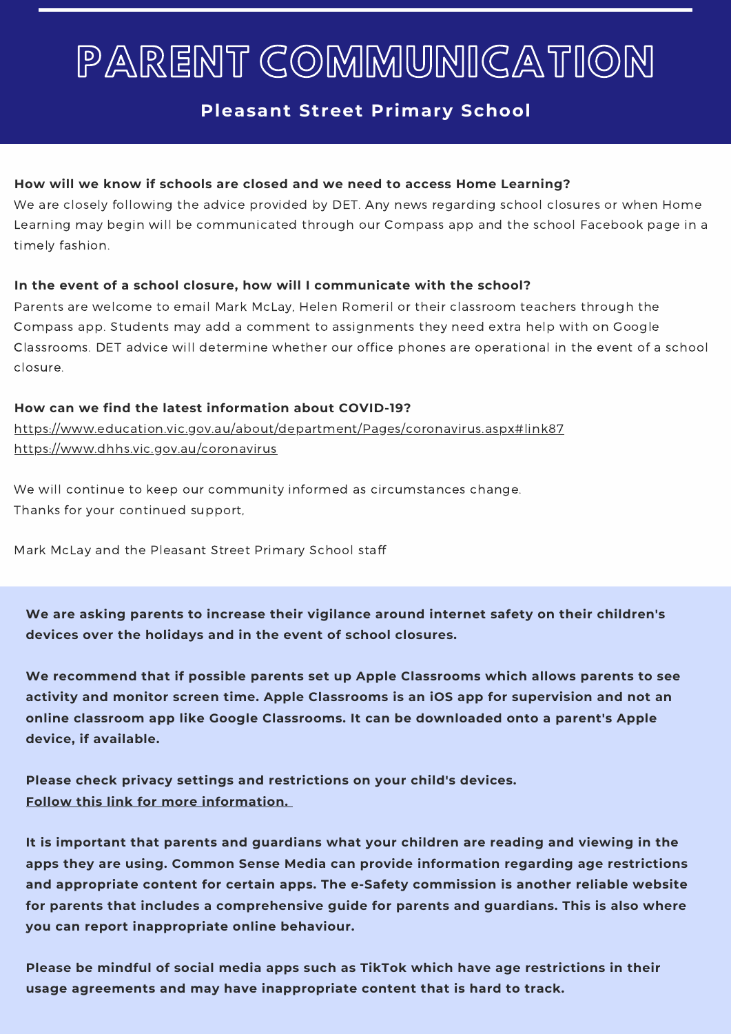# PARENT COMMUNICATION

## Pleasant Street Primary School

**How will we know if schools are closed and we need to access Home Learning?**
We are closely following the advice provided by DET. Any news regarding school closures or when Home Learning may begin will be communicated through our Compass app and the school Facebook page in a timely fashion.

**In the event of a school closure, how will I communicate with the school?**
Parents are welcome to email Mark McLay, Helen Romeril or their classroom teachers through the Compass app. Students may add a comment to assignments they need extra help with on Google Classrooms. DET advice will determine whether our office phones are operational in the event of a school closure.

**How can we find the latest information about COVID-19?**
https://www.education.vic.gov.au/about/department/Pages/coronavirus.aspx#link87
https://www.dhhs.vic.gov.au/coronavirus

We will continue to keep our community informed as circumstances change.
Thanks for your continued support,

Mark McLay and the Pleasant Street Primary School staff

**We are asking parents to increase their vigilance around internet safety on their children's devices over the holidays and in the event of school closures.**

**We recommend that if possible parents set up Apple Classrooms which allows parents to see activity and monitor screen time. Apple Classrooms is an iOS app for supervision and not an online classroom app like Google Classrooms. It can be downloaded onto a parent's Apple device, if available.**

**Please check privacy settings and restrictions on your child's devices.**
**Follow this link for more information.**

**It is important that parents and guardians what your children are reading and viewing in the apps they are using. Common Sense Media can provide information regarding age restrictions and appropriate content for certain apps. The e-Safety commission is another reliable website for parents that includes a comprehensive guide for parents and guardians. This is also where you can report inappropriate online behaviour.**

**Please be mindful of social media apps such as TikTok which have age restrictions in their usage agreements and may have inappropriate content that is hard to track.**